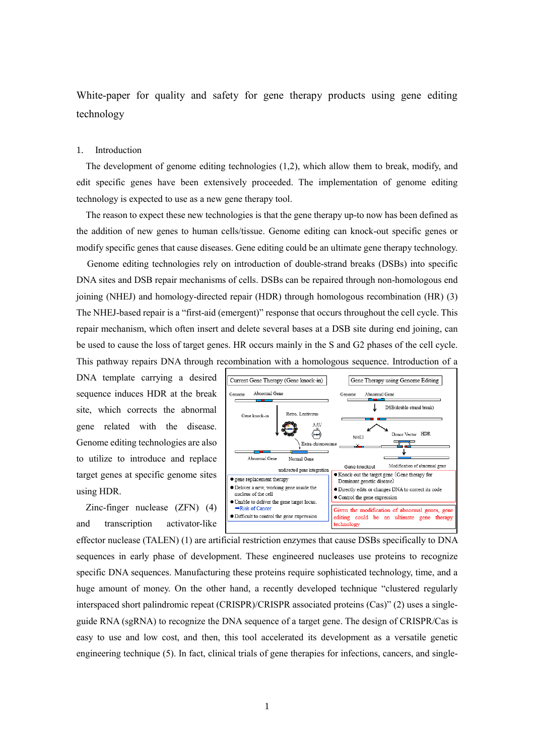# White-paper for quality and safety for gene therapy products using gene editing technology

## 1. Introduction

The development of genome editing technologies (1,2), which allow them to break, modify, and edit specific genes have been extensively proceeded. The implementation of genome editing technology is expected to use as a new gene therapy tool.

The reason to expect these new technologies is that the gene therapy up-to now has been defined as the addition of new genes to human cells/tissue. Genome editing can knock-out specific genes or modify specific genes that cause diseases. Gene editing could be an ultimate gene therapy technology.

Genome editing technologies rely on introduction of double-strand breaks (DSBs) into specific DNA sites and DSB repair mechanisms of cells. DSBs can be repaired through non-homologous end joining (NHEJ) and homology-directed repair (HDR) through homologous recombination (HR) (3) The NHEJ-based repair is a "first-aid (emergent)" response that occurs throughout the cell cycle. This repair mechanism, which often insert and delete several bases at a DSB site during end joining, can be used to cause the loss of target genes. HR occurs mainly in the S and G2 phases of the cell cycle. This pathway repairs DNA through recombination with a homologous sequence. Introduction of a DNA template carrying a desired sequence induces HDR at the break site, which corrects the abnormal gene related with the disease. Genome editing technologies are also to utilize to introduce and replace target genes at specific genome sites using HDR.

| Current Gene Therapy (Gene knock-in) | Gene Therapy using Genome Editing |
| --- | --- |
| Genome / Abnormal Gene; Gene knock-in; Retro, Lentivirus; AAV; Extra-chromosome; Abnormal Gene; Normal Gene; undirected gene integration | Genome / Abnormal Gene; DSB(double-strand break); NHEJ; Donor Vector HDR; Gene knockout; Modification of abnormal gene |
| ● gene replacement therapy<br>● Deliver a new, working gene inside the nucleus of the cell<br>● Unable to deliver the gene target locus. ➡Risk of Cancer<br>● Difficult to control the gene expression | ● Knock-out the target gene (Gene therapy for Dominant genetic disease)<br>● Directly edits or changes DNA to correct its code<br>● Control the gene expression |
| | Given the modification of abnormal genes, gene editing could be an ultimate gene therapy technology |

Zinc-finger nuclease (ZFN) (4) and transcription activator-like effector nuclease (TALEN) (1) are artificial restriction enzymes that cause DSBs specifically to DNA sequences in early phase of development. These engineered nucleases use proteins to recognize specific DNA sequences. Manufacturing these proteins require sophisticated technology, time, and a huge amount of money. On the other hand, a recently developed technique "clustered regularly interspaced short palindromic repeat (CRISPR)/CRISPR associated proteins (Cas)" (2) uses a single-guide RNA (sgRNA) to recognize the DNA sequence of a target gene. The design of CRISPR/Cas is easy to use and low cost, and then, this tool accelerated its development as a versatile genetic engineering technique (5). In fact, clinical trials of gene therapies for infections, cancers, and single-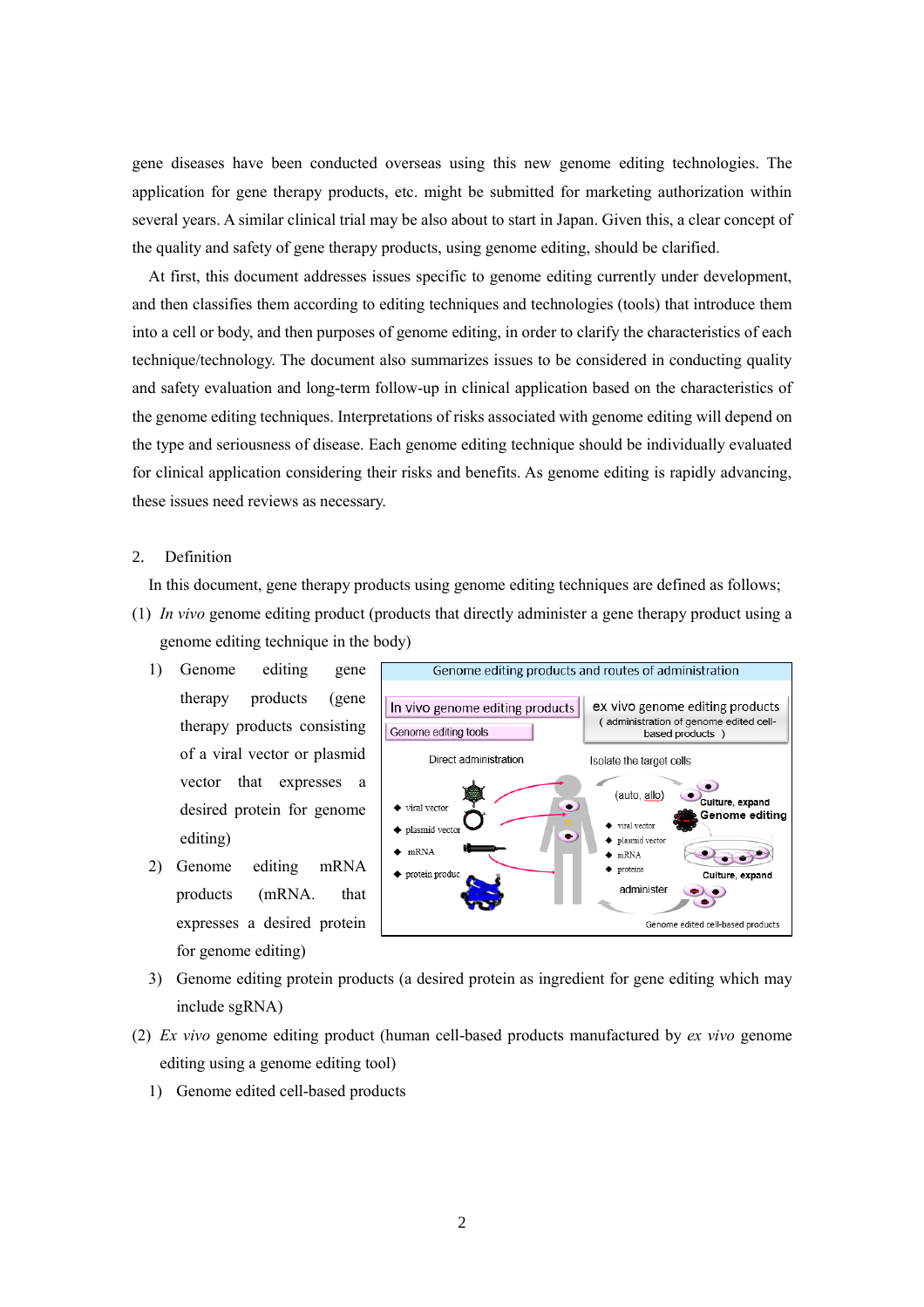gene diseases have been conducted overseas using this new genome editing technologies. The application for gene therapy products, etc. might be submitted for marketing authorization within several years. A similar clinical trial may be also about to start in Japan. Given this, a clear concept of the quality and safety of gene therapy products, using genome editing, should be clarified.

At first, this document addresses issues specific to genome editing currently under development, and then classifies them according to editing techniques and technologies (tools) that introduce them into a cell or body, and then purposes of genome editing, in order to clarify the characteristics of each technique/technology. The document also summarizes issues to be considered in conducting quality and safety evaluation and long-term follow-up in clinical application based on the characteristics of the genome editing techniques. Interpretations of risks associated with genome editing will depend on the type and seriousness of disease. Each genome editing technique should be individually evaluated for clinical application considering their risks and benefits. As genome editing is rapidly advancing, these issues need reviews as necessary.

## 2. Definition

In this document, gene therapy products using genome editing techniques are defined as follows;

(1) *In vivo* genome editing product (products that directly administer a gene therapy product using a genome editing technique in the body)

1) Genome editing gene therapy products (gene therapy products consisting of a viral vector or plasmid vector that expresses a desired protein for genome editing)

2) Genome editing mRNA products (mRNA. that expresses a desired protein for genome editing)

3) Genome editing protein products (a desired protein as ingredient for gene editing which may include sgRNA)

(2) *Ex vivo* genome editing product (human cell-based products manufactured by *ex vivo* genome editing using a genome editing tool)

1) Genome edited cell-based products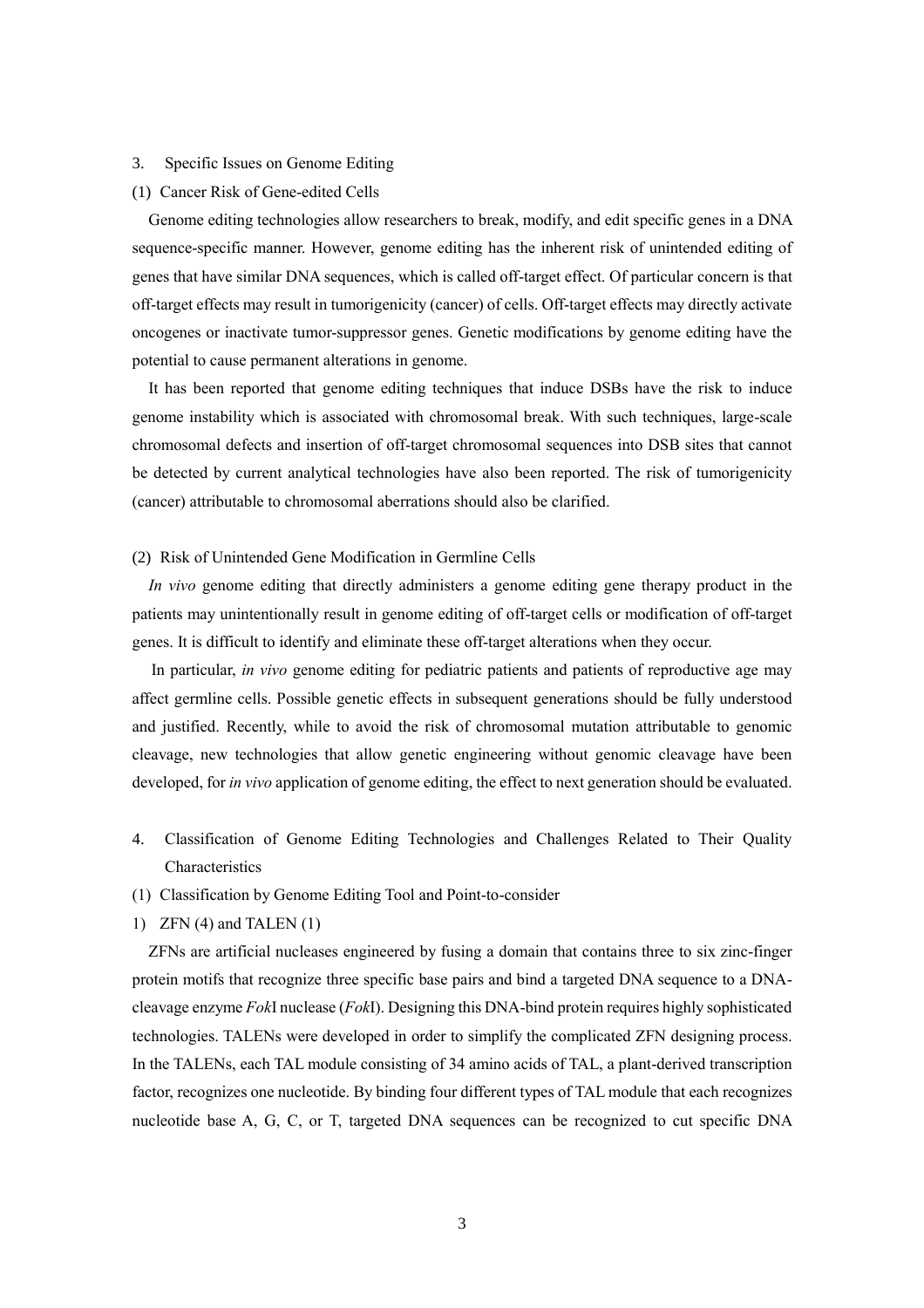## 3. Specific Issues on Genome Editing

### (1) Cancer Risk of Gene-edited Cells

Genome editing technologies allow researchers to break, modify, and edit specific genes in a DNA sequence-specific manner. However, genome editing has the inherent risk of unintended editing of genes that have similar DNA sequences, which is called off-target effect. Of particular concern is that off-target effects may result in tumorigenicity (cancer) of cells. Off-target effects may directly activate oncogenes or inactivate tumor-suppressor genes. Genetic modifications by genome editing have the potential to cause permanent alterations in genome.

It has been reported that genome editing techniques that induce DSBs have the risk to induce genome instability which is associated with chromosomal break. With such techniques, large-scale chromosomal defects and insertion of off-target chromosomal sequences into DSB sites that cannot be detected by current analytical technologies have also been reported. The risk of tumorigenicity (cancer) attributable to chromosomal aberrations should also be clarified.

### (2) Risk of Unintended Gene Modification in Germline Cells

*In vivo* genome editing that directly administers a genome editing gene therapy product in the patients may unintentionally result in genome editing of off-target cells or modification of off-target genes. It is difficult to identify and eliminate these off-target alterations when they occur.

In particular, *in vivo* genome editing for pediatric patients and patients of reproductive age may affect germline cells. Possible genetic effects in subsequent generations should be fully understood and justified. Recently, while to avoid the risk of chromosomal mutation attributable to genomic cleavage, new technologies that allow genetic engineering without genomic cleavage have been developed, for *in vivo* application of genome editing, the effect to next generation should be evaluated.

## 4. Classification of Genome Editing Technologies and Challenges Related to Their Quality Characteristics

### (1) Classification by Genome Editing Tool and Point-to-consider

#### 1) ZFN (4) and TALEN (1)

ZFNs are artificial nucleases engineered by fusing a domain that contains three to six zinc-finger protein motifs that recognize three specific base pairs and bind a targeted DNA sequence to a DNA-cleavage enzyme *Fok*I nuclease (*Fok*I). Designing this DNA-bind protein requires highly sophisticated technologies. TALENs were developed in order to simplify the complicated ZFN designing process. In the TALENs, each TAL module consisting of 34 amino acids of TAL, a plant-derived transcription factor, recognizes one nucleotide. By binding four different types of TAL module that each recognizes nucleotide base A, G, C, or T, targeted DNA sequences can be recognized to cut specific DNA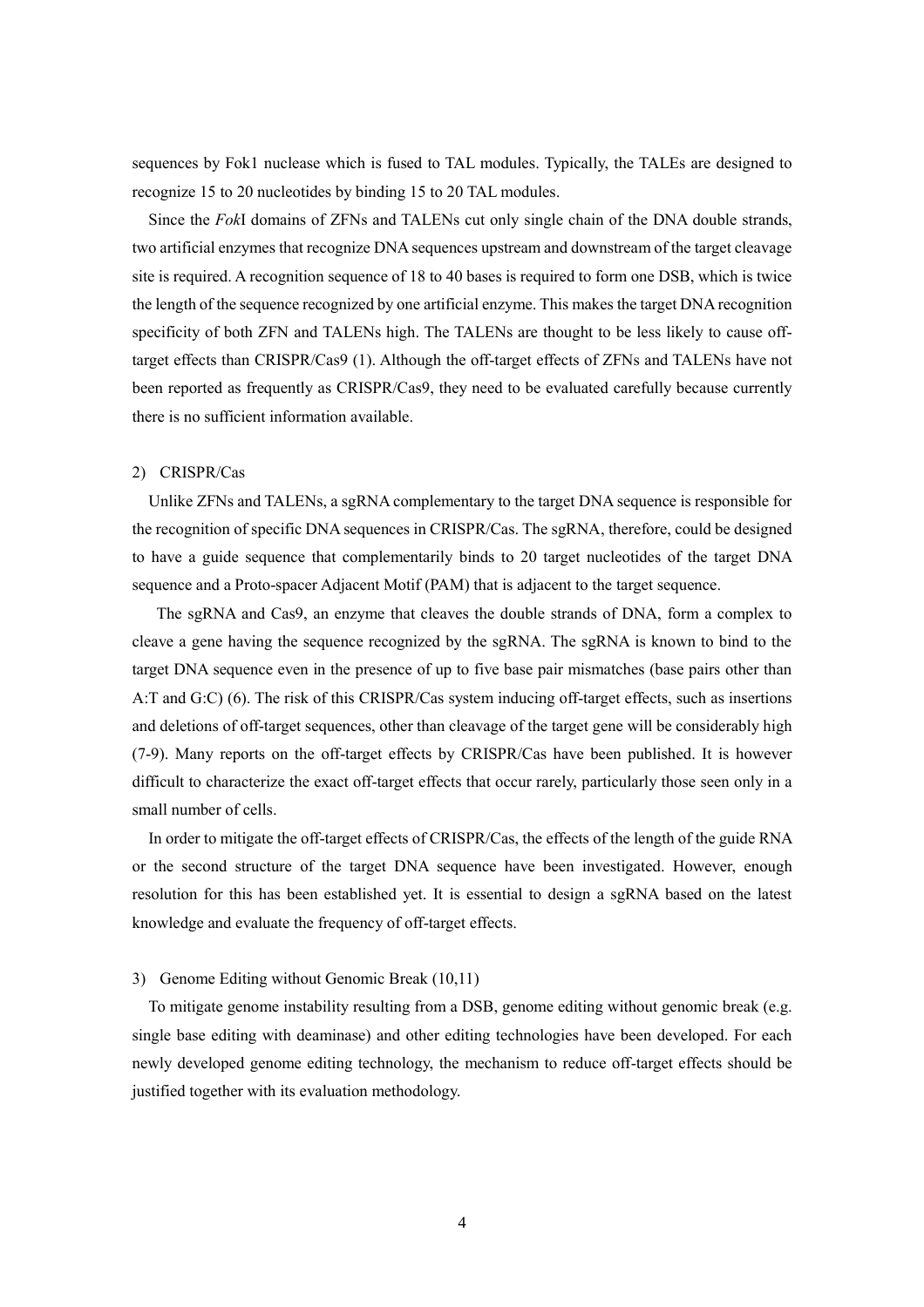sequences by Fok1 nuclease which is fused to TAL modules. Typically, the TALEs are designed to recognize 15 to 20 nucleotides by binding 15 to 20 TAL modules.

Since the *Fok*I domains of ZFNs and TALENs cut only single chain of the DNA double strands, two artificial enzymes that recognize DNA sequences upstream and downstream of the target cleavage site is required. A recognition sequence of 18 to 40 bases is required to form one DSB, which is twice the length of the sequence recognized by one artificial enzyme. This makes the target DNA recognition specificity of both ZFN and TALENs high. The TALENs are thought to be less likely to cause off-target effects than CRISPR/Cas9 (1). Although the off-target effects of ZFNs and TALENs have not been reported as frequently as CRISPR/Cas9, they need to be evaluated carefully because currently there is no sufficient information available.

2) CRISPR/Cas

Unlike ZFNs and TALENs, a sgRNA complementary to the target DNA sequence is responsible for the recognition of specific DNA sequences in CRISPR/Cas. The sgRNA, therefore, could be designed to have a guide sequence that complementarily binds to 20 target nucleotides of the target DNA sequence and a Proto-spacer Adjacent Motif (PAM) that is adjacent to the target sequence.

The sgRNA and Cas9, an enzyme that cleaves the double strands of DNA, form a complex to cleave a gene having the sequence recognized by the sgRNA. The sgRNA is known to bind to the target DNA sequence even in the presence of up to five base pair mismatches (base pairs other than A:T and G:C) (6). The risk of this CRISPR/Cas system inducing off-target effects, such as insertions and deletions of off-target sequences, other than cleavage of the target gene will be considerably high (7-9). Many reports on the off-target effects by CRISPR/Cas have been published. It is however difficult to characterize the exact off-target effects that occur rarely, particularly those seen only in a small number of cells.

In order to mitigate the off-target effects of CRISPR/Cas, the effects of the length of the guide RNA or the second structure of the target DNA sequence have been investigated. However, enough resolution for this has been established yet. It is essential to design a sgRNA based on the latest knowledge and evaluate the frequency of off-target effects.

3) Genome Editing without Genomic Break (10,11)

To mitigate genome instability resulting from a DSB, genome editing without genomic break (e.g. single base editing with deaminase) and other editing technologies have been developed. For each newly developed genome editing technology, the mechanism to reduce off-target effects should be justified together with its evaluation methodology.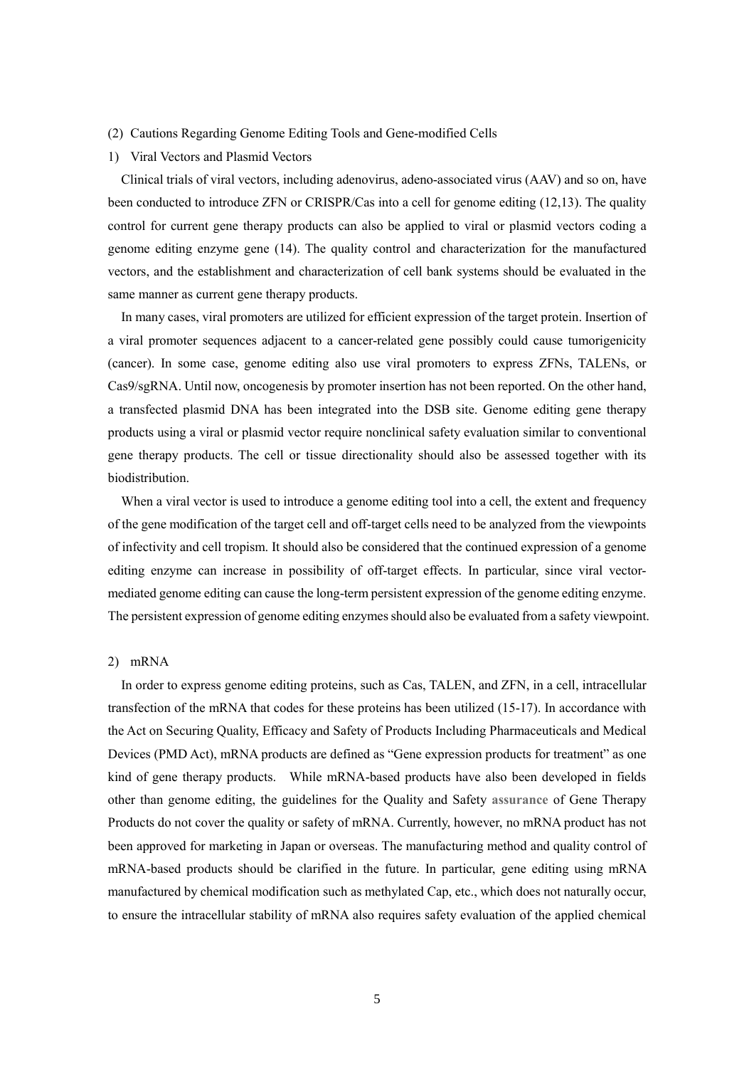## (2) Cautions Regarding Genome Editing Tools and Gene-modified Cells

### 1) Viral Vectors and Plasmid Vectors

Clinical trials of viral vectors, including adenovirus, adeno-associated virus (AAV) and so on, have been conducted to introduce ZFN or CRISPR/Cas into a cell for genome editing (12,13). The quality control for current gene therapy products can also be applied to viral or plasmid vectors coding a genome editing enzyme gene (14). The quality control and characterization for the manufactured vectors, and the establishment and characterization of cell bank systems should be evaluated in the same manner as current gene therapy products.

In many cases, viral promoters are utilized for efficient expression of the target protein. Insertion of a viral promoter sequences adjacent to a cancer-related gene possibly could cause tumorigenicity (cancer). In some case, genome editing also use viral promoters to express ZFNs, TALENs, or Cas9/sgRNA. Until now, oncogenesis by promoter insertion has not been reported. On the other hand, a transfected plasmid DNA has been integrated into the DSB site. Genome editing gene therapy products using a viral or plasmid vector require nonclinical safety evaluation similar to conventional gene therapy products. The cell or tissue directionality should also be assessed together with its biodistribution.

When a viral vector is used to introduce a genome editing tool into a cell, the extent and frequency of the gene modification of the target cell and off-target cells need to be analyzed from the viewpoints of infectivity and cell tropism. It should also be considered that the continued expression of a genome editing enzyme can increase in possibility of off-target effects. In particular, since viral vector-mediated genome editing can cause the long-term persistent expression of the genome editing enzyme. The persistent expression of genome editing enzymes should also be evaluated from a safety viewpoint.

### 2) mRNA

In order to express genome editing proteins, such as Cas, TALEN, and ZFN, in a cell, intracellular transfection of the mRNA that codes for these proteins has been utilized (15-17). In accordance with the Act on Securing Quality, Efficacy and Safety of Products Including Pharmaceuticals and Medical Devices (PMD Act), mRNA products are defined as "Gene expression products for treatment" as one kind of gene therapy products. While mRNA-based products have also been developed in fields other than genome editing, the guidelines for the Quality and Safety assurance of Gene Therapy Products do not cover the quality or safety of mRNA. Currently, however, no mRNA product has not been approved for marketing in Japan or overseas. The manufacturing method and quality control of mRNA-based products should be clarified in the future. In particular, gene editing using mRNA manufactured by chemical modification such as methylated Cap, etc., which does not naturally occur, to ensure the intracellular stability of mRNA also requires safety evaluation of the applied chemical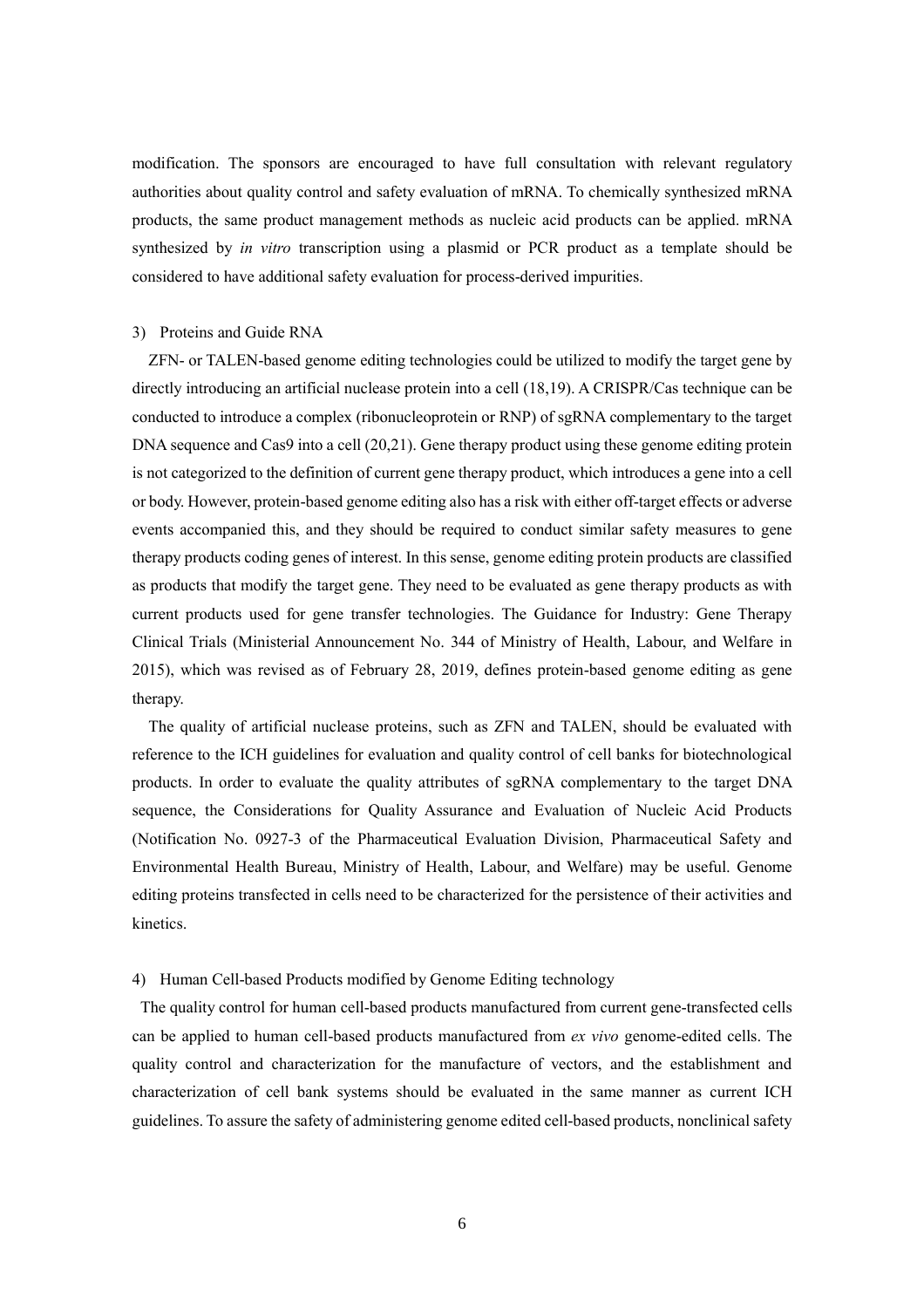modification. The sponsors are encouraged to have full consultation with relevant regulatory authorities about quality control and safety evaluation of mRNA. To chemically synthesized mRNA products, the same product management methods as nucleic acid products can be applied. mRNA synthesized by *in vitro* transcription using a plasmid or PCR product as a template should be considered to have additional safety evaluation for process-derived impurities.

### 3) Proteins and Guide RNA

ZFN- or TALEN-based genome editing technologies could be utilized to modify the target gene by directly introducing an artificial nuclease protein into a cell (18,19). A CRISPR/Cas technique can be conducted to introduce a complex (ribonucleoprotein or RNP) of sgRNA complementary to the target DNA sequence and Cas9 into a cell (20,21). Gene therapy product using these genome editing protein is not categorized to the definition of current gene therapy product, which introduces a gene into a cell or body. However, protein-based genome editing also has a risk with either off-target effects or adverse events accompanied this, and they should be required to conduct similar safety measures to gene therapy products coding genes of interest. In this sense, genome editing protein products are classified as products that modify the target gene. They need to be evaluated as gene therapy products as with current products used for gene transfer technologies. The Guidance for Industry: Gene Therapy Clinical Trials (Ministerial Announcement No. 344 of Ministry of Health, Labour, and Welfare in 2015), which was revised as of February 28, 2019, defines protein-based genome editing as gene therapy.

The quality of artificial nuclease proteins, such as ZFN and TALEN, should be evaluated with reference to the ICH guidelines for evaluation and quality control of cell banks for biotechnological products. In order to evaluate the quality attributes of sgRNA complementary to the target DNA sequence, the Considerations for Quality Assurance and Evaluation of Nucleic Acid Products (Notification No. 0927-3 of the Pharmaceutical Evaluation Division, Pharmaceutical Safety and Environmental Health Bureau, Ministry of Health, Labour, and Welfare) may be useful. Genome editing proteins transfected in cells need to be characterized for the persistence of their activities and kinetics.

### 4) Human Cell-based Products modified by Genome Editing technology

The quality control for human cell-based products manufactured from current gene-transfected cells can be applied to human cell-based products manufactured from *ex vivo* genome-edited cells. The quality control and characterization for the manufacture of vectors, and the establishment and characterization of cell bank systems should be evaluated in the same manner as current ICH guidelines. To assure the safety of administering genome edited cell-based products, nonclinical safety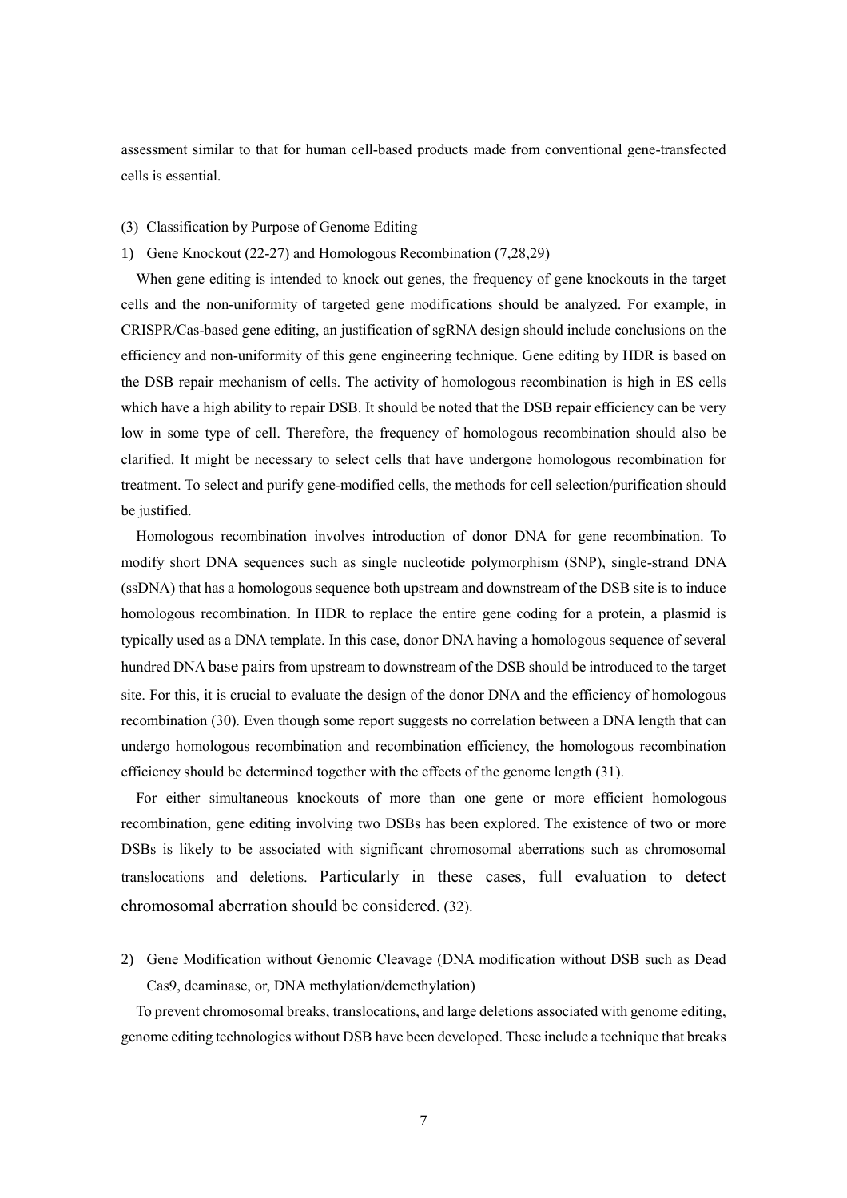assessment similar to that for human cell-based products made from conventional gene-transfected cells is essential.

### (3) Classification by Purpose of Genome Editing

#### 1) Gene Knockout (22-27) and Homologous Recombination (7,28,29)

When gene editing is intended to knock out genes, the frequency of gene knockouts in the target cells and the non-uniformity of targeted gene modifications should be analyzed. For example, in CRISPR/Cas-based gene editing, an justification of sgRNA design should include conclusions on the efficiency and non-uniformity of this gene engineering technique. Gene editing by HDR is based on the DSB repair mechanism of cells. The activity of homologous recombination is high in ES cells which have a high ability to repair DSB. It should be noted that the DSB repair efficiency can be very low in some type of cell. Therefore, the frequency of homologous recombination should also be clarified. It might be necessary to select cells that have undergone homologous recombination for treatment. To select and purify gene-modified cells, the methods for cell selection/purification should be justified.

Homologous recombination involves introduction of donor DNA for gene recombination. To modify short DNA sequences such as single nucleotide polymorphism (SNP), single-strand DNA (ssDNA) that has a homologous sequence both upstream and downstream of the DSB site is to induce homologous recombination. In HDR to replace the entire gene coding for a protein, a plasmid is typically used as a DNA template. In this case, donor DNA having a homologous sequence of several hundred DNA base pairs from upstream to downstream of the DSB should be introduced to the target site. For this, it is crucial to evaluate the design of the donor DNA and the efficiency of homologous recombination (30). Even though some report suggests no correlation between a DNA length that can undergo homologous recombination and recombination efficiency, the homologous recombination efficiency should be determined together with the effects of the genome length (31).

For either simultaneous knockouts of more than one gene or more efficient homologous recombination, gene editing involving two DSBs has been explored. The existence of two or more DSBs is likely to be associated with significant chromosomal aberrations such as chromosomal translocations and deletions. Particularly in these cases, full evaluation to detect chromosomal aberration should be considered. (32).

#### 2) Gene Modification without Genomic Cleavage (DNA modification without DSB such as Dead Cas9, deaminase, or, DNA methylation/demethylation)

To prevent chromosomal breaks, translocations, and large deletions associated with genome editing, genome editing technologies without DSB have been developed. These include a technique that breaks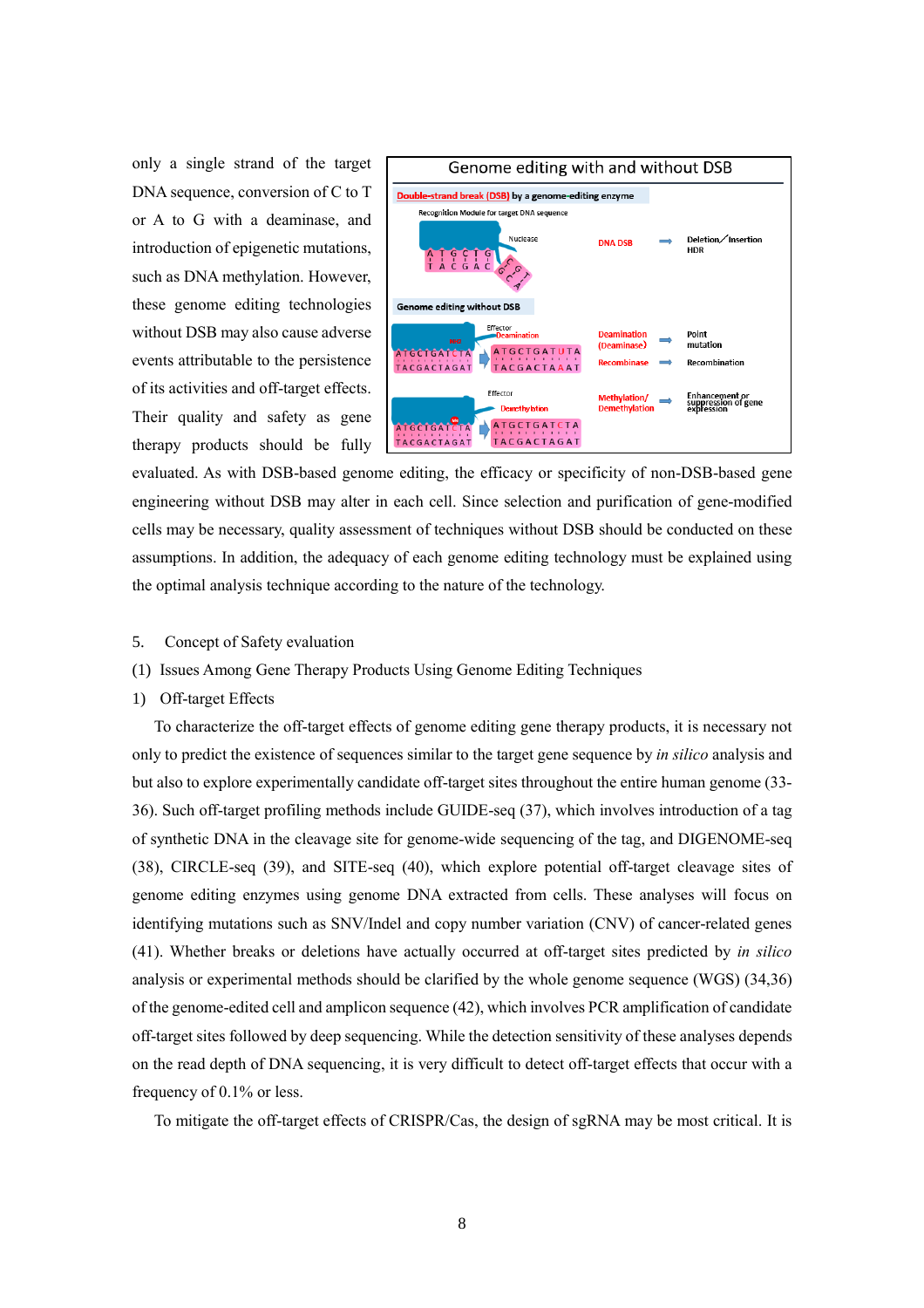only a single strand of the target DNA sequence, conversion of C to T or A to G with a deaminase, and introduction of epigenetic mutations, such as DNA methylation. However, these genome editing technologies without DSB may also cause adverse events attributable to the persistence of its activities and off-target effects. Their quality and safety as gene therapy products should be fully evaluated. As with DSB-based genome editing, the efficacy or specificity of non-DSB-based gene engineering without DSB may alter in each cell. Since selection and purification of gene-modified cells may be necessary, quality assessment of techniques without DSB should be conducted on these assumptions. In addition, the adequacy of each genome editing technology must be explained using the optimal analysis technique according to the nature of the technology.

5. Concept of Safety evaluation

(1) Issues Among Gene Therapy Products Using Genome Editing Techniques

1) Off-target Effects

To characterize the off-target effects of genome editing gene therapy products, it is necessary not only to predict the existence of sequences similar to the target gene sequence by *in silico* analysis and but also to explore experimentally candidate off-target sites throughout the entire human genome (33-36). Such off-target profiling methods include GUIDE-seq (37), which involves introduction of a tag of synthetic DNA in the cleavage site for genome-wide sequencing of the tag, and DIGENOME-seq (38), CIRCLE-seq (39), and SITE-seq (40), which explore potential off-target cleavage sites of genome editing enzymes using genome DNA extracted from cells. These analyses will focus on identifying mutations such as SNV/Indel and copy number variation (CNV) of cancer-related genes (41). Whether breaks or deletions have actually occurred at off-target sites predicted by *in silico* analysis or experimental methods should be clarified by the whole genome sequence (WGS) (34,36) of the genome-edited cell and amplicon sequence (42), which involves PCR amplification of candidate off-target sites followed by deep sequencing. While the detection sensitivity of these analyses depends on the read depth of DNA sequencing, it is very difficult to detect off-target effects that occur with a frequency of 0.1% or less.

To mitigate the off-target effects of CRISPR/Cas, the design of sgRNA may be most critical. It is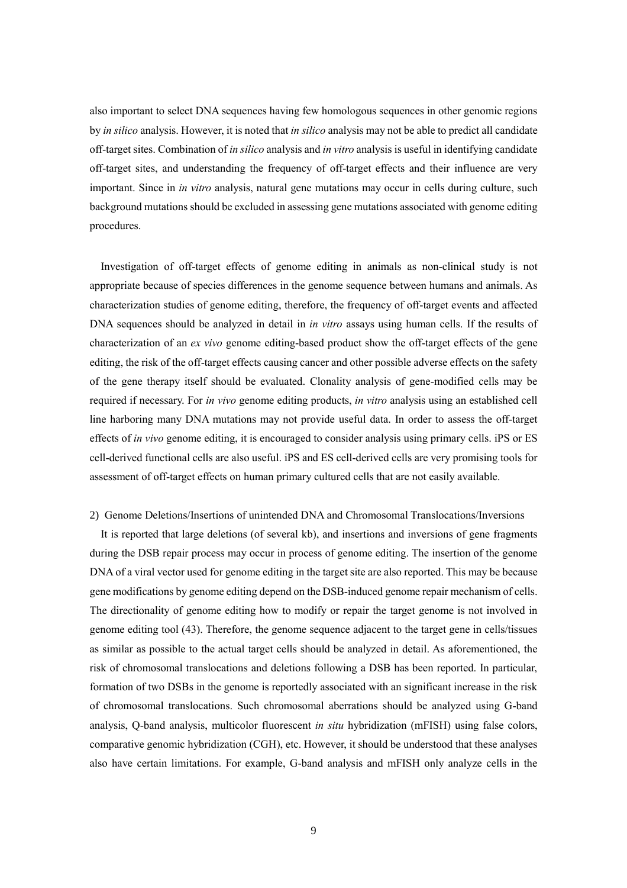also important to select DNA sequences having few homologous sequences in other genomic regions by *in silico* analysis. However, it is noted that *in silico* analysis may not be able to predict all candidate off-target sites. Combination of *in silico* analysis and *in vitro* analysis is useful in identifying candidate off-target sites, and understanding the frequency of off-target effects and their influence are very important. Since in *in vitro* analysis, natural gene mutations may occur in cells during culture, such background mutations should be excluded in assessing gene mutations associated with genome editing procedures.

Investigation of off-target effects of genome editing in animals as non-clinical study is not appropriate because of species differences in the genome sequence between humans and animals. As characterization studies of genome editing, therefore, the frequency of off-target events and affected DNA sequences should be analyzed in detail in *in vitro* assays using human cells. If the results of characterization of an *ex vivo* genome editing-based product show the off-target effects of the gene editing, the risk of the off-target effects causing cancer and other possible adverse effects on the safety of the gene therapy itself should be evaluated. Clonality analysis of gene-modified cells may be required if necessary. For *in vivo* genome editing products, *in vitro* analysis using an established cell line harboring many DNA mutations may not provide useful data. In order to assess the off-target effects of *in vivo* genome editing, it is encouraged to consider analysis using primary cells. iPS or ES cell-derived functional cells are also useful. iPS and ES cell-derived cells are very promising tools for assessment of off-target effects on human primary cultured cells that are not easily available.

2) Genome Deletions/Insertions of unintended DNA and Chromosomal Translocations/Inversions

It is reported that large deletions (of several kb), and insertions and inversions of gene fragments during the DSB repair process may occur in process of genome editing. The insertion of the genome DNA of a viral vector used for genome editing in the target site are also reported. This may be because gene modifications by genome editing depend on the DSB-induced genome repair mechanism of cells. The directionality of genome editing how to modify or repair the target genome is not involved in genome editing tool (43). Therefore, the genome sequence adjacent to the target gene in cells/tissues as similar as possible to the actual target cells should be analyzed in detail. As aforementioned, the risk of chromosomal translocations and deletions following a DSB has been reported. In particular, formation of two DSBs in the genome is reportedly associated with an significant increase in the risk of chromosomal translocations. Such chromosomal aberrations should be analyzed using G-band analysis, Q-band analysis, multicolor fluorescent *in situ* hybridization (mFISH) using false colors, comparative genomic hybridization (CGH), etc. However, it should be understood that these analyses also have certain limitations. For example, G-band analysis and mFISH only analyze cells in the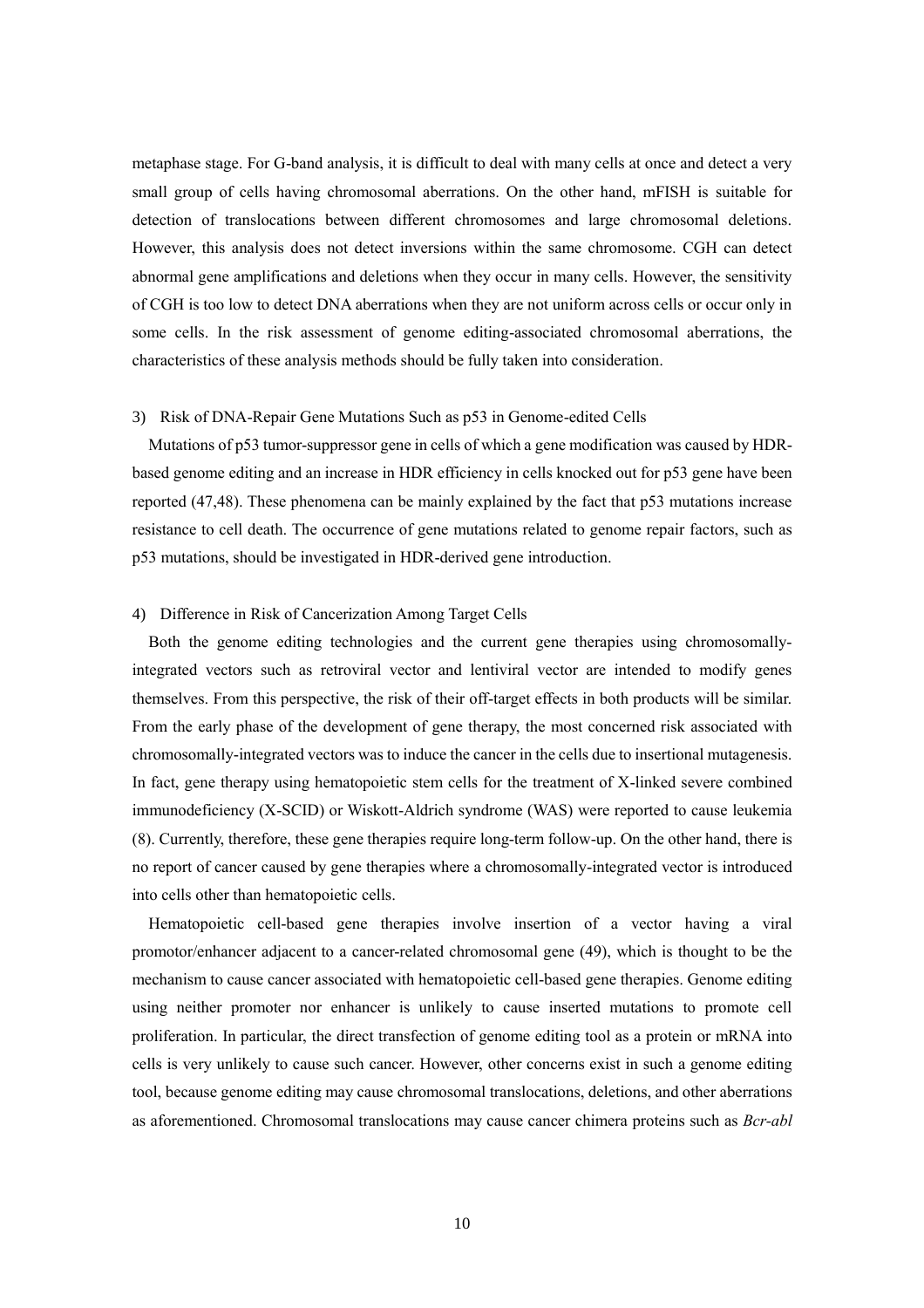metaphase stage. For G-band analysis, it is difficult to deal with many cells at once and detect a very small group of cells having chromosomal aberrations. On the other hand, mFISH is suitable for detection of translocations between different chromosomes and large chromosomal deletions. However, this analysis does not detect inversions within the same chromosome. CGH can detect abnormal gene amplifications and deletions when they occur in many cells. However, the sensitivity of CGH is too low to detect DNA aberrations when they are not uniform across cells or occur only in some cells. In the risk assessment of genome editing-associated chromosomal aberrations, the characteristics of these analysis methods should be fully taken into consideration.

### 3) Risk of DNA-Repair Gene Mutations Such as p53 in Genome-edited Cells

Mutations of p53 tumor-suppressor gene in cells of which a gene modification was caused by HDR-based genome editing and an increase in HDR efficiency in cells knocked out for p53 gene have been reported (47,48). These phenomena can be mainly explained by the fact that p53 mutations increase resistance to cell death. The occurrence of gene mutations related to genome repair factors, such as p53 mutations, should be investigated in HDR-derived gene introduction.

### 4) Difference in Risk of Cancerization Among Target Cells

Both the genome editing technologies and the current gene therapies using chromosomally-integrated vectors such as retroviral vector and lentiviral vector are intended to modify genes themselves. From this perspective, the risk of their off-target effects in both products will be similar. From the early phase of the development of gene therapy, the most concerned risk associated with chromosomally-integrated vectors was to induce the cancer in the cells due to insertional mutagenesis. In fact, gene therapy using hematopoietic stem cells for the treatment of X-linked severe combined immunodeficiency (X-SCID) or Wiskott-Aldrich syndrome (WAS) were reported to cause leukemia (8). Currently, therefore, these gene therapies require long-term follow-up. On the other hand, there is no report of cancer caused by gene therapies where a chromosomally-integrated vector is introduced into cells other than hematopoietic cells.

Hematopoietic cell-based gene therapies involve insertion of a vector having a viral promotor/enhancer adjacent to a cancer-related chromosomal gene (49), which is thought to be the mechanism to cause cancer associated with hematopoietic cell-based gene therapies. Genome editing using neither promoter nor enhancer is unlikely to cause inserted mutations to promote cell proliferation. In particular, the direct transfection of genome editing tool as a protein or mRNA into cells is very unlikely to cause such cancer. However, other concerns exist in such a genome editing tool, because genome editing may cause chromosomal translocations, deletions, and other aberrations as aforementioned. Chromosomal translocations may cause cancer chimera proteins such as *Bcr-abl*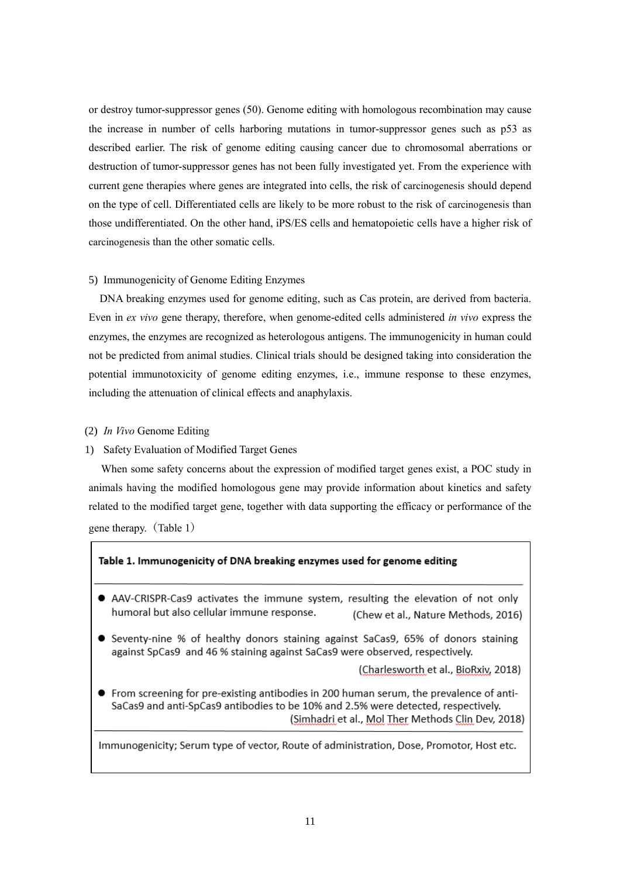or destroy tumor-suppressor genes (50). Genome editing with homologous recombination may cause the increase in number of cells harboring mutations in tumor-suppressor genes such as p53 as described earlier. The risk of genome editing causing cancer due to chromosomal aberrations or destruction of tumor-suppressor genes has not been fully investigated yet. From the experience with current gene therapies where genes are integrated into cells, the risk of carcinogenesis should depend on the type of cell. Differentiated cells are likely to be more robust to the risk of carcinogenesis than those undifferentiated. On the other hand, iPS/ES cells and hematopoietic cells have a higher risk of carcinogenesis than the other somatic cells.

5) Immunogenicity of Genome Editing Enzymes

DNA breaking enzymes used for genome editing, such as Cas protein, are derived from bacteria. Even in *ex vivo* gene therapy, therefore, when genome-edited cells administered *in vivo* express the enzymes, the enzymes are recognized as heterologous antigens. The immunogenicity in human could not be predicted from animal studies. Clinical trials should be designed taking into consideration the potential immunotoxicity of genome editing enzymes, i.e., immune response to these enzymes, including the attenuation of clinical effects and anaphylaxis.

(2) *In Vivo* Genome Editing

1) Safety Evaluation of Modified Target Genes

When some safety concerns about the expression of modified target genes exist, a POC study in animals having the modified homologous gene may provide information about kinetics and safety related to the modified target gene, together with data supporting the efficacy or performance of the gene therapy.（Table 1）

**Table 1. Immunogenicity of DNA breaking enzymes used for genome editing**

- AAV-CRISPR-Cas9 activates the immune system, resulting the elevation of not only humoral but also cellular immune response. (Chew et al., Nature Methods, 2016)
- Seventy-nine % of healthy donors staining against SaCas9, 65% of donors staining against SpCas9 and 46 % staining against SaCas9 were observed, respectively. (Charlesworth et al., BioRxiv, 2018)
- From screening for pre-existing antibodies in 200 human serum, the prevalence of anti-SaCas9 and anti-SpCas9 antibodies to be 10% and 2.5% were detected, respectively. (Simhadri et al., Mol Ther Methods Clin Dev, 2018)

Immunogenicity; Serum type of vector, Route of administration, Dose, Promotor, Host etc.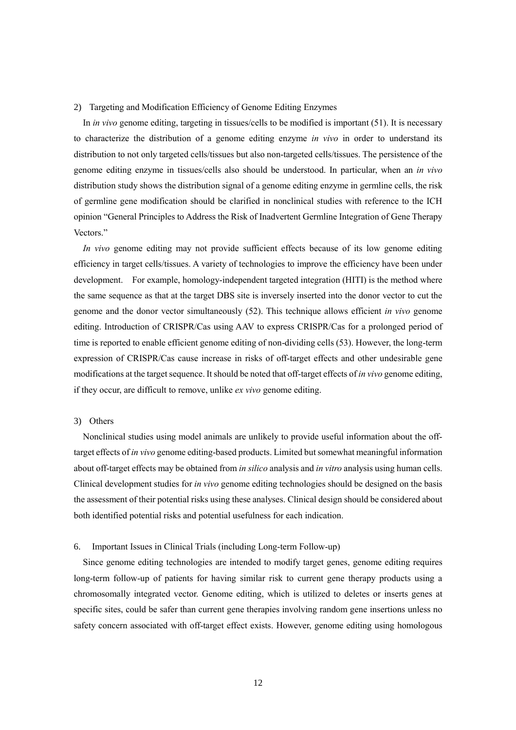### 2) Targeting and Modification Efficiency of Genome Editing Enzymes

In *in vivo* genome editing, targeting in tissues/cells to be modified is important (51). It is necessary to characterize the distribution of a genome editing enzyme *in vivo* in order to understand its distribution to not only targeted cells/tissues but also non-targeted cells/tissues. The persistence of the genome editing enzyme in tissues/cells also should be understood. In particular, when an *in vivo* distribution study shows the distribution signal of a genome editing enzyme in germline cells, the risk of germline gene modification should be clarified in nonclinical studies with reference to the ICH opinion "General Principles to Address the Risk of Inadvertent Germline Integration of Gene Therapy Vectors."

*In vivo* genome editing may not provide sufficient effects because of its low genome editing efficiency in target cells/tissues. A variety of technologies to improve the efficiency have been under development. For example, homology-independent targeted integration (HITI) is the method where the same sequence as that at the target DBS site is inversely inserted into the donor vector to cut the genome and the donor vector simultaneously (52). This technique allows efficient *in vivo* genome editing. Introduction of CRISPR/Cas using AAV to express CRISPR/Cas for a prolonged period of time is reported to enable efficient genome editing of non-dividing cells (53). However, the long-term expression of CRISPR/Cas cause increase in risks of off-target effects and other undesirable gene modifications at the target sequence. It should be noted that off-target effects of *in vivo* genome editing, if they occur, are difficult to remove, unlike *ex vivo* genome editing.

### 3) Others

Nonclinical studies using model animals are unlikely to provide useful information about the off-target effects of *in vivo* genome editing-based products. Limited but somewhat meaningful information about off-target effects may be obtained from *in silico* analysis and *in vitro* analysis using human cells. Clinical development studies for *in vivo* genome editing technologies should be designed on the basis the assessment of their potential risks using these analyses. Clinical design should be considered about both identified potential risks and potential usefulness for each indication.

## 6. Important Issues in Clinical Trials (including Long-term Follow-up)

Since genome editing technologies are intended to modify target genes, genome editing requires long-term follow-up of patients for having similar risk to current gene therapy products using a chromosomally integrated vector. Genome editing, which is utilized to deletes or inserts genes at specific sites, could be safer than current gene therapies involving random gene insertions unless no safety concern associated with off-target effect exists. However, genome editing using homologous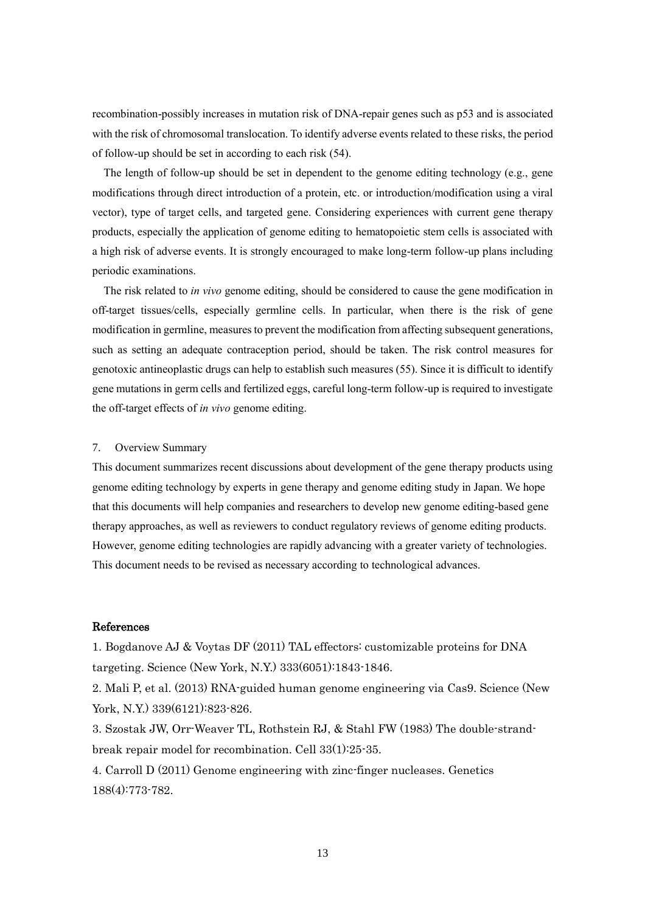recombination-possibly increases in mutation risk of DNA-repair genes such as p53 and is associated with the risk of chromosomal translocation. To identify adverse events related to these risks, the period of follow-up should be set in according to each risk (54).

The length of follow-up should be set in dependent to the genome editing technology (e.g., gene modifications through direct introduction of a protein, etc. or introduction/modification using a viral vector), type of target cells, and targeted gene. Considering experiences with current gene therapy products, especially the application of genome editing to hematopoietic stem cells is associated with a high risk of adverse events. It is strongly encouraged to make long-term follow-up plans including periodic examinations.

The risk related to *in vivo* genome editing, should be considered to cause the gene modification in off-target tissues/cells, especially germline cells. In particular, when there is the risk of gene modification in germline, measures to prevent the modification from affecting subsequent generations, such as setting an adequate contraception period, should be taken. The risk control measures for genotoxic antineoplastic drugs can help to establish such measures (55). Since it is difficult to identify gene mutations in germ cells and fertilized eggs, careful long-term follow-up is required to investigate the off-target effects of *in vivo* genome editing.

## 7. Overview Summary

This document summarizes recent discussions about development of the gene therapy products using genome editing technology by experts in gene therapy and genome editing study in Japan. We hope that this documents will help companies and researchers to develop new genome editing-based gene therapy approaches, as well as reviewers to conduct regulatory reviews of genome editing products. However, genome editing technologies are rapidly advancing with a greater variety of technologies. This document needs to be revised as necessary according to technological advances.

## References

1. Bogdanove AJ & Voytas DF (2011) TAL effectors: customizable proteins for DNA targeting. Science (New York, N.Y.) 333(6051):1843-1846.
2. Mali P, et al. (2013) RNA-guided human genome engineering via Cas9. Science (New York, N.Y.) 339(6121):823-826.
3. Szostak JW, Orr-Weaver TL, Rothstein RJ, & Stahl FW (1983) The double-strand-break repair model for recombination. Cell 33(1):25-35.
4. Carroll D (2011) Genome engineering with zinc-finger nucleases. Genetics 188(4):773-782.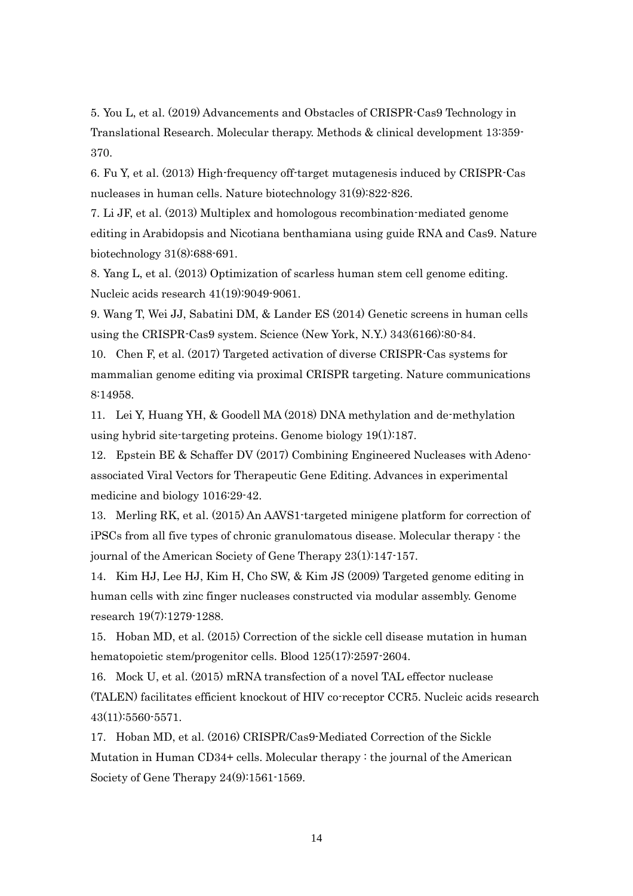5. You L, et al. (2019) Advancements and Obstacles of CRISPR-Cas9 Technology in Translational Research. Molecular therapy. Methods & clinical development 13:359-370.

6. Fu Y, et al. (2013) High-frequency off-target mutagenesis induced by CRISPR-Cas nucleases in human cells. Nature biotechnology 31(9):822-826.

7. Li JF, et al. (2013) Multiplex and homologous recombination-mediated genome editing in Arabidopsis and Nicotiana benthamiana using guide RNA and Cas9. Nature biotechnology 31(8):688-691.

8. Yang L, et al. (2013) Optimization of scarless human stem cell genome editing. Nucleic acids research 41(19):9049-9061.

9. Wang T, Wei JJ, Sabatini DM, & Lander ES (2014) Genetic screens in human cells using the CRISPR-Cas9 system. Science (New York, N.Y.) 343(6166):80-84.

10. Chen F, et al. (2017) Targeted activation of diverse CRISPR-Cas systems for mammalian genome editing via proximal CRISPR targeting. Nature communications 8:14958.

11. Lei Y, Huang YH, & Goodell MA (2018) DNA methylation and de-methylation using hybrid site-targeting proteins. Genome biology 19(1):187.

12. Epstein BE & Schaffer DV (2017) Combining Engineered Nucleases with Adeno-associated Viral Vectors for Therapeutic Gene Editing. Advances in experimental medicine and biology 1016:29-42.

13. Merling RK, et al. (2015) An AAVS1-targeted minigene platform for correction of iPSCs from all five types of chronic granulomatous disease. Molecular therapy : the journal of the American Society of Gene Therapy 23(1):147-157.

14. Kim HJ, Lee HJ, Kim H, Cho SW, & Kim JS (2009) Targeted genome editing in human cells with zinc finger nucleases constructed via modular assembly. Genome research 19(7):1279-1288.

15. Hoban MD, et al. (2015) Correction of the sickle cell disease mutation in human hematopoietic stem/progenitor cells. Blood 125(17):2597-2604.

16. Mock U, et al. (2015) mRNA transfection of a novel TAL effector nuclease (TALEN) facilitates efficient knockout of HIV co-receptor CCR5. Nucleic acids research 43(11):5560-5571.

17. Hoban MD, et al. (2016) CRISPR/Cas9-Mediated Correction of the Sickle Mutation in Human CD34+ cells. Molecular therapy : the journal of the American Society of Gene Therapy 24(9):1561-1569.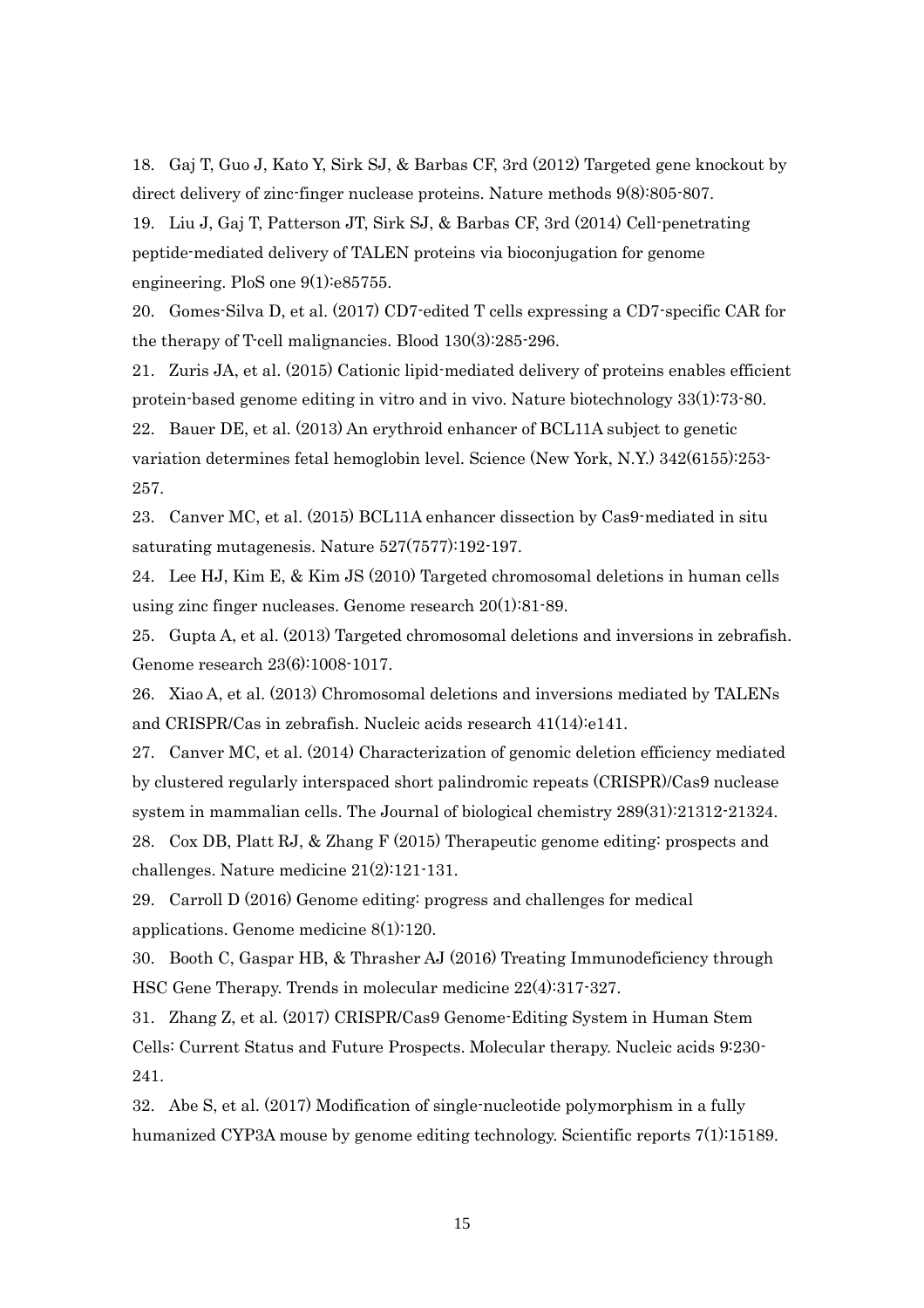18. Gaj T, Guo J, Kato Y, Sirk SJ, & Barbas CF, 3rd (2012) Targeted gene knockout by direct delivery of zinc-finger nuclease proteins. Nature methods 9(8):805-807.

19. Liu J, Gaj T, Patterson JT, Sirk SJ, & Barbas CF, 3rd (2014) Cell-penetrating peptide-mediated delivery of TALEN proteins via bioconjugation for genome engineering. PloS one 9(1):e85755.

20. Gomes-Silva D, et al. (2017) CD7-edited T cells expressing a CD7-specific CAR for the therapy of T-cell malignancies. Blood 130(3):285-296.

21. Zuris JA, et al. (2015) Cationic lipid-mediated delivery of proteins enables efficient protein-based genome editing in vitro and in vivo. Nature biotechnology 33(1):73-80.

22. Bauer DE, et al. (2013) An erythroid enhancer of BCL11A subject to genetic variation determines fetal hemoglobin level. Science (New York, N.Y.) 342(6155):253-257.

23. Canver MC, et al. (2015) BCL11A enhancer dissection by Cas9-mediated in situ saturating mutagenesis. Nature 527(7577):192-197.

24. Lee HJ, Kim E, & Kim JS (2010) Targeted chromosomal deletions in human cells using zinc finger nucleases. Genome research 20(1):81-89.

25. Gupta A, et al. (2013) Targeted chromosomal deletions and inversions in zebrafish. Genome research 23(6):1008-1017.

26. Xiao A, et al. (2013) Chromosomal deletions and inversions mediated by TALENs and CRISPR/Cas in zebrafish. Nucleic acids research 41(14):e141.

27. Canver MC, et al. (2014) Characterization of genomic deletion efficiency mediated by clustered regularly interspaced short palindromic repeats (CRISPR)/Cas9 nuclease system in mammalian cells. The Journal of biological chemistry 289(31):21312-21324.

28. Cox DB, Platt RJ, & Zhang F (2015) Therapeutic genome editing: prospects and challenges. Nature medicine 21(2):121-131.

29. Carroll D (2016) Genome editing: progress and challenges for medical applications. Genome medicine 8(1):120.

30. Booth C, Gaspar HB, & Thrasher AJ (2016) Treating Immunodeficiency through HSC Gene Therapy. Trends in molecular medicine 22(4):317-327.

31. Zhang Z, et al. (2017) CRISPR/Cas9 Genome-Editing System in Human Stem Cells: Current Status and Future Prospects. Molecular therapy. Nucleic acids 9:230-241.

32. Abe S, et al. (2017) Modification of single-nucleotide polymorphism in a fully humanized CYP3A mouse by genome editing technology. Scientific reports 7(1):15189.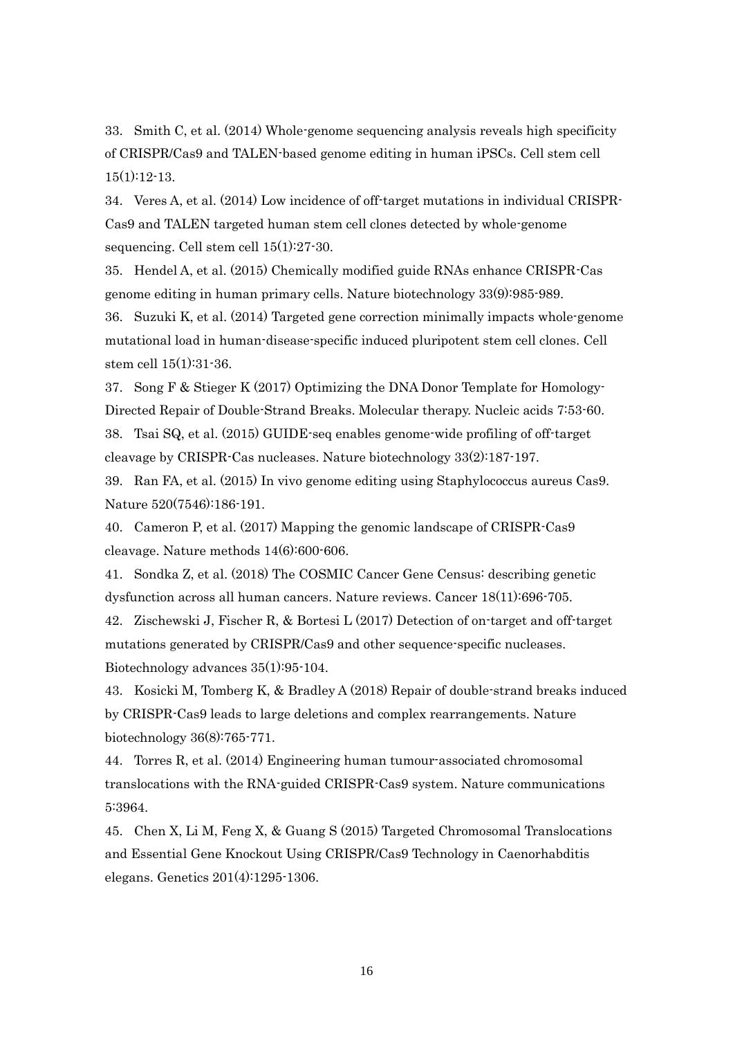33. Smith C, et al. (2014) Whole-genome sequencing analysis reveals high specificity of CRISPR/Cas9 and TALEN-based genome editing in human iPSCs. Cell stem cell 15(1):12-13.

34. Veres A, et al. (2014) Low incidence of off-target mutations in individual CRISPR-Cas9 and TALEN targeted human stem cell clones detected by whole-genome sequencing. Cell stem cell 15(1):27-30.

35. Hendel A, et al. (2015) Chemically modified guide RNAs enhance CRISPR-Cas genome editing in human primary cells. Nature biotechnology 33(9):985-989.

36. Suzuki K, et al. (2014) Targeted gene correction minimally impacts whole-genome mutational load in human-disease-specific induced pluripotent stem cell clones. Cell stem cell 15(1):31-36.

37. Song F & Stieger K (2017) Optimizing the DNA Donor Template for Homology-Directed Repair of Double-Strand Breaks. Molecular therapy. Nucleic acids 7:53-60.

38. Tsai SQ, et al. (2015) GUIDE-seq enables genome-wide profiling of off-target cleavage by CRISPR-Cas nucleases. Nature biotechnology 33(2):187-197.

39. Ran FA, et al. (2015) In vivo genome editing using Staphylococcus aureus Cas9. Nature 520(7546):186-191.

40. Cameron P, et al. (2017) Mapping the genomic landscape of CRISPR-Cas9 cleavage. Nature methods 14(6):600-606.

41. Sondka Z, et al. (2018) The COSMIC Cancer Gene Census: describing genetic dysfunction across all human cancers. Nature reviews. Cancer 18(11):696-705.

42. Zischewski J, Fischer R, & Bortesi L (2017) Detection of on-target and off-target mutations generated by CRISPR/Cas9 and other sequence-specific nucleases. Biotechnology advances 35(1):95-104.

43. Kosicki M, Tomberg K, & Bradley A (2018) Repair of double-strand breaks induced by CRISPR-Cas9 leads to large deletions and complex rearrangements. Nature biotechnology 36(8):765-771.

44. Torres R, et al. (2014) Engineering human tumour-associated chromosomal translocations with the RNA-guided CRISPR-Cas9 system. Nature communications 5:3964.

45. Chen X, Li M, Feng X, & Guang S (2015) Targeted Chromosomal Translocations and Essential Gene Knockout Using CRISPR/Cas9 Technology in Caenorhabditis elegans. Genetics 201(4):1295-1306.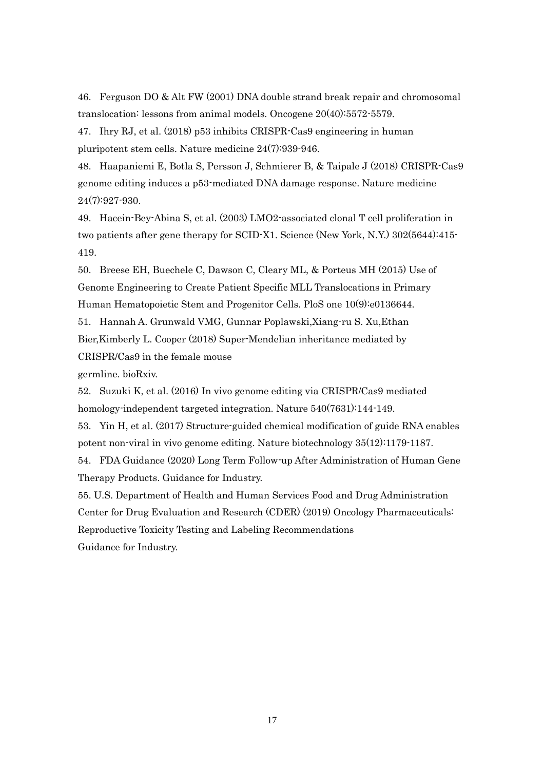46. Ferguson DO & Alt FW (2001) DNA double strand break repair and chromosomal translocation: lessons from animal models. Oncogene 20(40):5572-5579.

47. Ihry RJ, et al. (2018) p53 inhibits CRISPR-Cas9 engineering in human pluripotent stem cells. Nature medicine 24(7):939-946.

48. Haapaniemi E, Botla S, Persson J, Schmierer B, & Taipale J (2018) CRISPR-Cas9 genome editing induces a p53-mediated DNA damage response. Nature medicine 24(7):927-930.

49. Hacein-Bey-Abina S, et al. (2003) LMO2-associated clonal T cell proliferation in two patients after gene therapy for SCID-X1. Science (New York, N.Y.) 302(5644):415-419.

50. Breese EH, Buechele C, Dawson C, Cleary ML, & Porteus MH (2015) Use of Genome Engineering to Create Patient Specific MLL Translocations in Primary Human Hematopoietic Stem and Progenitor Cells. PloS one 10(9):e0136644.

51. Hannah A. Grunwald VMG, Gunnar Poplawski,Xiang-ru S. Xu,Ethan Bier,Kimberly L. Cooper (2018) Super-Mendelian inheritance mediated by CRISPR/Cas9 in the female mouse germline. bioRxiv.

52. Suzuki K, et al. (2016) In vivo genome editing via CRISPR/Cas9 mediated homology-independent targeted integration. Nature 540(7631):144-149.

53. Yin H, et al. (2017) Structure-guided chemical modification of guide RNA enables potent non-viral in vivo genome editing. Nature biotechnology 35(12):1179-1187.

54. FDA Guidance (2020) Long Term Follow-up After Administration of Human Gene Therapy Products. Guidance for Industry.

55. U.S. Department of Health and Human Services Food and Drug Administration Center for Drug Evaluation and Research (CDER) (2019) Oncology Pharmaceuticals: Reproductive Toxicity Testing and Labeling Recommendations Guidance for Industry.